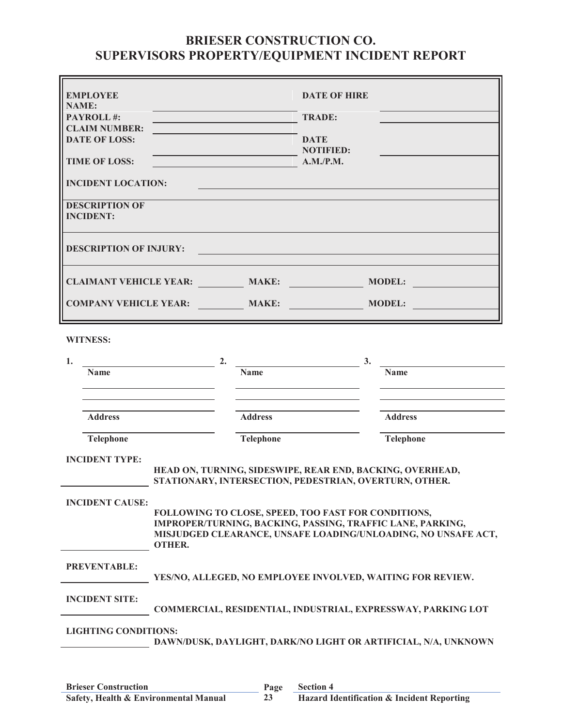# BRIESER CONSTRUCTION CO.
# SUPERVISORS PROPERTY/EQUIPMENT INCIDENT REPORT

| | | | |
|---|---|---|---|
| **EMPLOYEE NAME:** | | **DATE OF HIRE** | |
| **PAYROLL #:** | | **TRADE:** | |
| **CLAIM NUMBER:** | | | |
| **DATE OF LOSS:** | | **DATE NOTIFIED:** | |
| **TIME OF LOSS:** | | **A.M./P.M.** | |

**INCIDENT LOCATION:** ______________________________

**DESCRIPTION OF INCIDENT:**

**DESCRIPTION OF INJURY:** ______________________________

| | | | | | |
|---|---|---|---|---|---|
| **CLAIMANT VEHICLE YEAR:** | | **MAKE:** | | **MODEL:** | |
| **COMPANY VEHICLE YEAR:** | | **MAKE:** | | **MODEL:** | |

**WITNESS:**

| 1. | 2. | 3. |
|---|---|---|
| **Name** | **Name** | **Name** |
| | | |
| | | |
| **Address** | **Address** | **Address** |
| **Telephone** | **Telephone** | **Telephone** |

**INCIDENT TYPE:**
______________ **HEAD ON, TURNING, SIDESWIPE, REAR END, BACKING, OVERHEAD, STATIONARY, INTERSECTION, PEDESTRIAN, OVERTURN, OTHER.**

**INCIDENT CAUSE:**
______________ **FOLLOWING TO CLOSE, SPEED, TOO FAST FOR CONDITIONS, IMPROPER/TURNING, BACKING, PASSING, TRAFFIC LANE, PARKING, MISJUDGED CLEARANCE, UNSAFE LOADING/UNLOADING, NO UNSAFE ACT, OTHER.**

**PREVENTABLE:**
______________ **YES/NO, ALLEGED, NO EMPLOYEE INVOLVED, WAITING FOR REVIEW.**

**INCIDENT SITE:**
______________ **COMMERCIAL, RESIDENTIAL, INDUSTRIAL, EXPRESSWAY, PARKING LOT**

**LIGHTING CONDITIONS:**
______________ **DAWN/DUSK, DAYLIGHT, DARK/NO LIGHT OR ARTIFICIAL, N/A, UNKNOWN**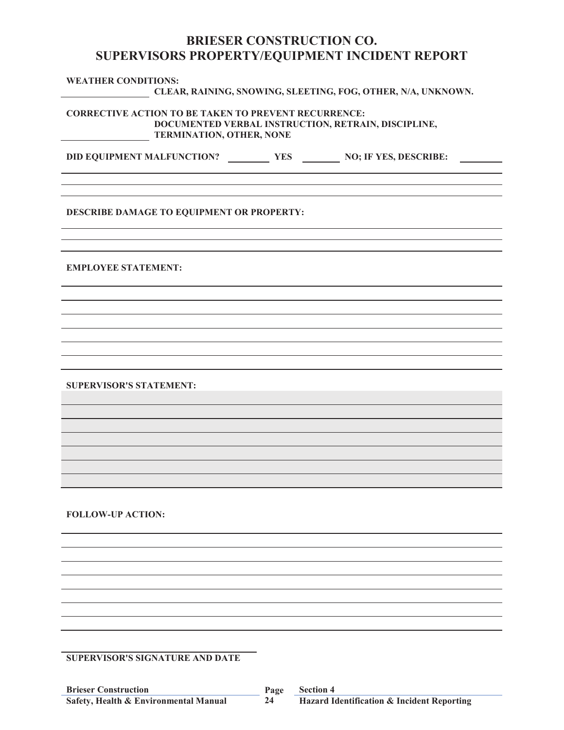# BRIESER CONSTRUCTION CO.
# SUPERVISORS PROPERTY/EQUIPMENT INCIDENT REPORT

**WEATHER CONDITIONS:**

______________ **CLEAR, RAINING, SNOWING, SLEETING, FOG, OTHER, N/A, UNKNOWN.**

**CORRECTIVE ACTION TO BE TAKEN TO PREVENT RECURRENCE:**

______________ **DOCUMENTED VERBAL INSTRUCTION, RETRAIN, DISCIPLINE, TERMINATION, OTHER, NONE**

**DID EQUIPMENT MALFUNCTION?** ________ **YES** ________ **NO; IF YES, DESCRIBE:** ________

**DESCRIBE DAMAGE TO EQUIPMENT OR PROPERTY:**

**EMPLOYEE STATEMENT:**

**SUPERVISOR'S STATEMENT:**

**FOLLOW-UP ACTION:**

______________________________

**SUPERVISOR'S SIGNATURE AND DATE**